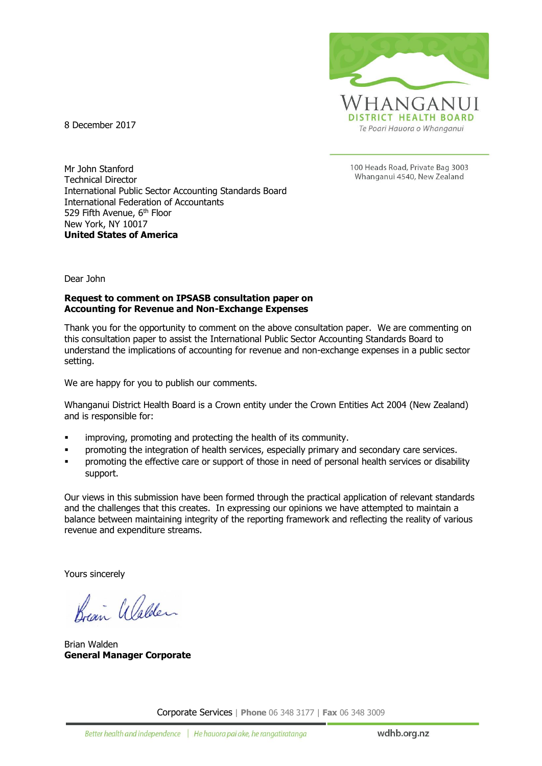WHANGANUI
DISTRICT HEALTH BOARD
*Te Poari Hauora o Whanganui*

8 December 2017

100 Heads Road, Private Bag 3003
Whanganui 4540, New Zealand

Mr John Stanford
Technical Director
International Public Sector Accounting Standards Board
International Federation of Accountants
529 Fifth Avenue, 6th Floor
New York, NY 10017
**United States of America**

Dear John

**Request to comment on IPSASB consultation paper on Accounting for Revenue and Non-Exchange Expenses**

Thank you for the opportunity to comment on the above consultation paper. We are commenting on this consultation paper to assist the International Public Sector Accounting Standards Board to understand the implications of accounting for revenue and non-exchange expenses in a public sector setting.

We are happy for you to publish our comments.

Whanganui District Health Board is a Crown entity under the Crown Entities Act 2004 (New Zealand) and is responsible for:

- improving, promoting and protecting the health of its community.
- promoting the integration of health services, especially primary and secondary care services.
- promoting the effective care or support of those in need of personal health services or disability support.

Our views in this submission have been formed through the practical application of relevant standards and the challenges that this creates. In expressing our opinions we have attempted to maintain a balance between maintaining integrity of the reporting framework and reflecting the reality of various revenue and expenditure streams.

Yours sincerely

Brian Walden
**General Manager Corporate**

Corporate Services | **Phone** 06 348 3177 | **Fax** 06 348 3009

*Better health and independence* | *He hauora pai ake, he rangatiratanga*

wdhb.org.nz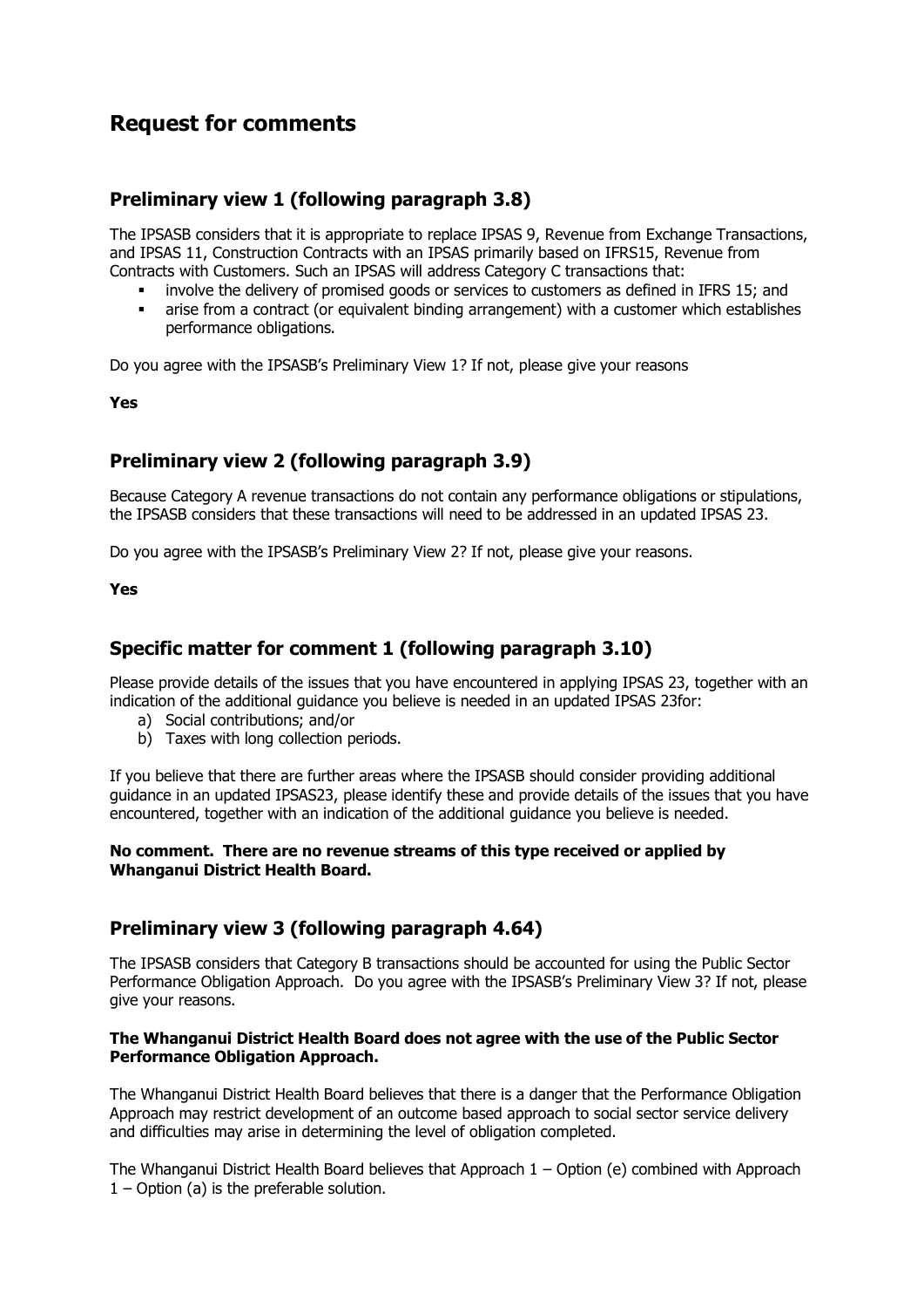# Request for comments

## Preliminary view 1 (following paragraph 3.8)

The IPSASB considers that it is appropriate to replace IPSAS 9, Revenue from Exchange Transactions, and IPSAS 11, Construction Contracts with an IPSAS primarily based on IFRS15, Revenue from Contracts with Customers. Such an IPSAS will address Category C transactions that:

- involve the delivery of promised goods or services to customers as defined in IFRS 15; and
- arise from a contract (or equivalent binding arrangement) with a customer which establishes performance obligations.

Do you agree with the IPSASB's Preliminary View 1? If not, please give your reasons

**Yes**

## Preliminary view 2 (following paragraph 3.9)

Because Category A revenue transactions do not contain any performance obligations or stipulations, the IPSASB considers that these transactions will need to be addressed in an updated IPSAS 23.

Do you agree with the IPSASB's Preliminary View 2? If not, please give your reasons.

**Yes**

## Specific matter for comment 1 (following paragraph 3.10)

Please provide details of the issues that you have encountered in applying IPSAS 23, together with an indication of the additional guidance you believe is needed in an updated IPSAS 23for:

a) Social contributions; and/or
b) Taxes with long collection periods.

If you believe that there are further areas where the IPSASB should consider providing additional guidance in an updated IPSAS23, please identify these and provide details of the issues that you have encountered, together with an indication of the additional guidance you believe is needed.

**No comment. There are no revenue streams of this type received or applied by Whanganui District Health Board.**

## Preliminary view 3 (following paragraph 4.64)

The IPSASB considers that Category B transactions should be accounted for using the Public Sector Performance Obligation Approach. Do you agree with the IPSASB's Preliminary View 3? If not, please give your reasons.

**The Whanganui District Health Board does not agree with the use of the Public Sector Performance Obligation Approach.**

The Whanganui District Health Board believes that there is a danger that the Performance Obligation Approach may restrict development of an outcome based approach to social sector service delivery and difficulties may arise in determining the level of obligation completed.

The Whanganui District Health Board believes that Approach 1 – Option (e) combined with Approach 1 – Option (a) is the preferable solution.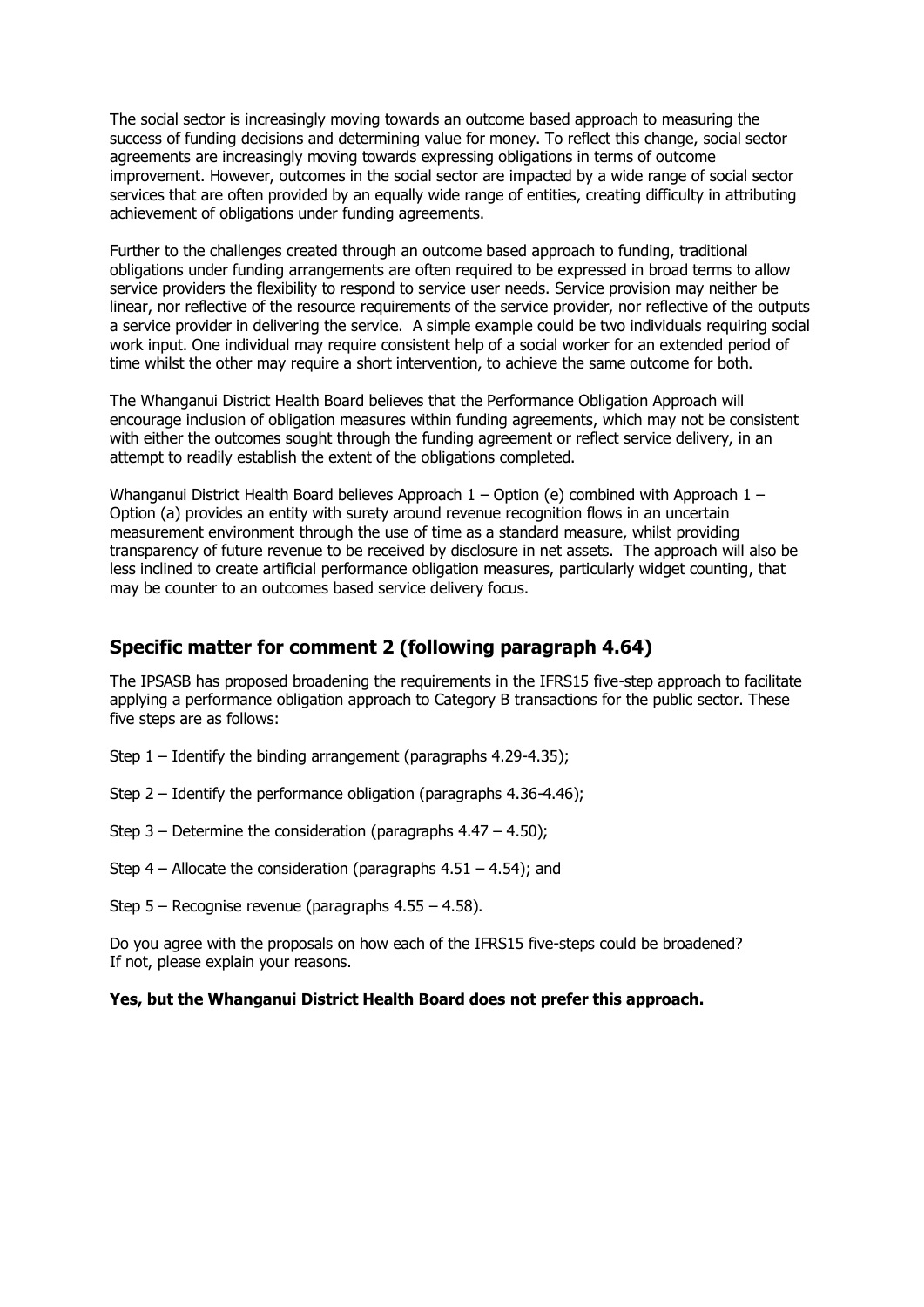The social sector is increasingly moving towards an outcome based approach to measuring the success of funding decisions and determining value for money. To reflect this change, social sector agreements are increasingly moving towards expressing obligations in terms of outcome improvement. However, outcomes in the social sector are impacted by a wide range of social sector services that are often provided by an equally wide range of entities, creating difficulty in attributing achievement of obligations under funding agreements.

Further to the challenges created through an outcome based approach to funding, traditional obligations under funding arrangements are often required to be expressed in broad terms to allow service providers the flexibility to respond to service user needs. Service provision may neither be linear, nor reflective of the resource requirements of the service provider, nor reflective of the outputs a service provider in delivering the service. A simple example could be two individuals requiring social work input. One individual may require consistent help of a social worker for an extended period of time whilst the other may require a short intervention, to achieve the same outcome for both.

The Whanganui District Health Board believes that the Performance Obligation Approach will encourage inclusion of obligation measures within funding agreements, which may not be consistent with either the outcomes sought through the funding agreement or reflect service delivery, in an attempt to readily establish the extent of the obligations completed.

Whanganui District Health Board believes Approach 1 – Option (e) combined with Approach 1 – Option (a) provides an entity with surety around revenue recognition flows in an uncertain measurement environment through the use of time as a standard measure, whilst providing transparency of future revenue to be received by disclosure in net assets. The approach will also be less inclined to create artificial performance obligation measures, particularly widget counting, that may be counter to an outcomes based service delivery focus.

## Specific matter for comment 2 (following paragraph 4.64)

The IPSASB has proposed broadening the requirements in the IFRS15 five-step approach to facilitate applying a performance obligation approach to Category B transactions for the public sector. These five steps are as follows:

Step 1 – Identify the binding arrangement (paragraphs 4.29-4.35);

Step 2 – Identify the performance obligation (paragraphs 4.36-4.46);

Step 3 – Determine the consideration (paragraphs 4.47 – 4.50);

Step 4 – Allocate the consideration (paragraphs 4.51 – 4.54); and

Step 5 – Recognise revenue (paragraphs 4.55 – 4.58).

Do you agree with the proposals on how each of the IFRS15 five-steps could be broadened? If not, please explain your reasons.

**Yes, but the Whanganui District Health Board does not prefer this approach.**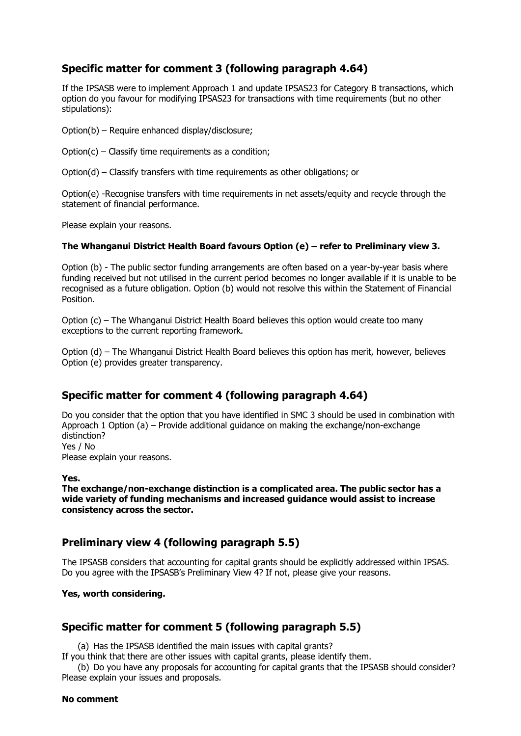## Specific matter for comment 3 (following paragraph 4.64)

If the IPSASB were to implement Approach 1 and update IPSAS23 for Category B transactions, which option do you favour for modifying IPSAS23 for transactions with time requirements (but no other stipulations):

Option(b) – Require enhanced display/disclosure;

Option(c) – Classify time requirements as a condition;

Option(d) – Classify transfers with time requirements as other obligations; or

Option(e) -Recognise transfers with time requirements in net assets/equity and recycle through the statement of financial performance.

Please explain your reasons.

**The Whanganui District Health Board favours Option (e) – refer to Preliminary view 3.**

Option (b) - The public sector funding arrangements are often based on a year-by-year basis where funding received but not utilised in the current period becomes no longer available if it is unable to be recognised as a future obligation. Option (b) would not resolve this within the Statement of Financial Position.

Option (c) – The Whanganui District Health Board believes this option would create too many exceptions to the current reporting framework.

Option (d) – The Whanganui District Health Board believes this option has merit, however, believes Option (e) provides greater transparency.

## Specific matter for comment 4 (following paragraph 4.64)

Do you consider that the option that you have identified in SMC 3 should be used in combination with Approach 1 Option (a) – Provide additional guidance on making the exchange/non-exchange distinction?
Yes / No
Please explain your reasons.

**Yes.**
**The exchange/non-exchange distinction is a complicated area. The public sector has a wide variety of funding mechanisms and increased guidance would assist to increase consistency across the sector.**

## Preliminary view 4 (following paragraph 5.5)

The IPSASB considers that accounting for capital grants should be explicitly addressed within IPSAS. Do you agree with the IPSASB's Preliminary View 4? If not, please give your reasons.

**Yes, worth considering.**

## Specific matter for comment 5 (following paragraph 5.5)

(a) Has the IPSASB identified the main issues with capital grants?
If you think that there are other issues with capital grants, please identify them.

(b) Do you have any proposals for accounting for capital grants that the IPSASB should consider? Please explain your issues and proposals.

**No comment**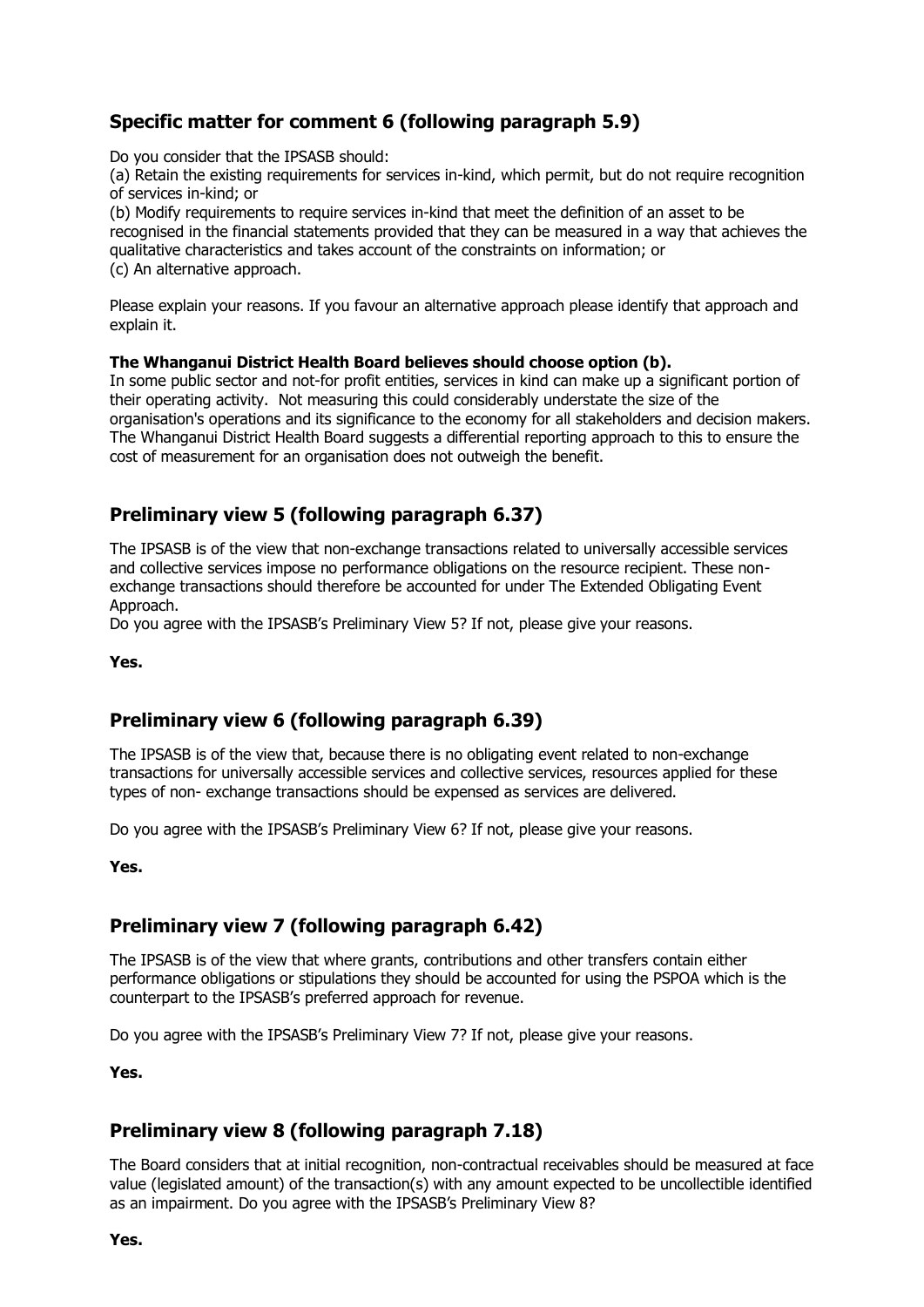## Specific matter for comment 6 (following paragraph 5.9)

Do you consider that the IPSASB should:
(a) Retain the existing requirements for services in-kind, which permit, but do not require recognition of services in-kind; or
(b) Modify requirements to require services in-kind that meet the definition of an asset to be recognised in the financial statements provided that they can be measured in a way that achieves the qualitative characteristics and takes account of the constraints on information; or
(c) An alternative approach.

Please explain your reasons. If you favour an alternative approach please identify that approach and explain it.

**The Whanganui District Health Board believes should choose option (b).**
In some public sector and not-for profit entities, services in kind can make up a significant portion of their operating activity. Not measuring this could considerably understate the size of the organisation's operations and its significance to the economy for all stakeholders and decision makers. The Whanganui District Health Board suggests a differential reporting approach to this to ensure the cost of measurement for an organisation does not outweigh the benefit.

## Preliminary view 5 (following paragraph 6.37)

The IPSASB is of the view that non-exchange transactions related to universally accessible services and collective services impose no performance obligations on the resource recipient. These non-exchange transactions should therefore be accounted for under The Extended Obligating Event Approach.
Do you agree with the IPSASB's Preliminary View 5? If not, please give your reasons.

**Yes.**

## Preliminary view 6 (following paragraph 6.39)

The IPSASB is of the view that, because there is no obligating event related to non-exchange transactions for universally accessible services and collective services, resources applied for these types of non- exchange transactions should be expensed as services are delivered.

Do you agree with the IPSASB's Preliminary View 6? If not, please give your reasons.

**Yes.**

## Preliminary view 7 (following paragraph 6.42)

The IPSASB is of the view that where grants, contributions and other transfers contain either performance obligations or stipulations they should be accounted for using the PSPOA which is the counterpart to the IPSASB's preferred approach for revenue.

Do you agree with the IPSASB's Preliminary View 7? If not, please give your reasons.

**Yes.**

## Preliminary view 8 (following paragraph 7.18)

The Board considers that at initial recognition, non-contractual receivables should be measured at face value (legislated amount) of the transaction(s) with any amount expected to be uncollectible identified as an impairment. Do you agree with the IPSASB's Preliminary View 8?

**Yes.**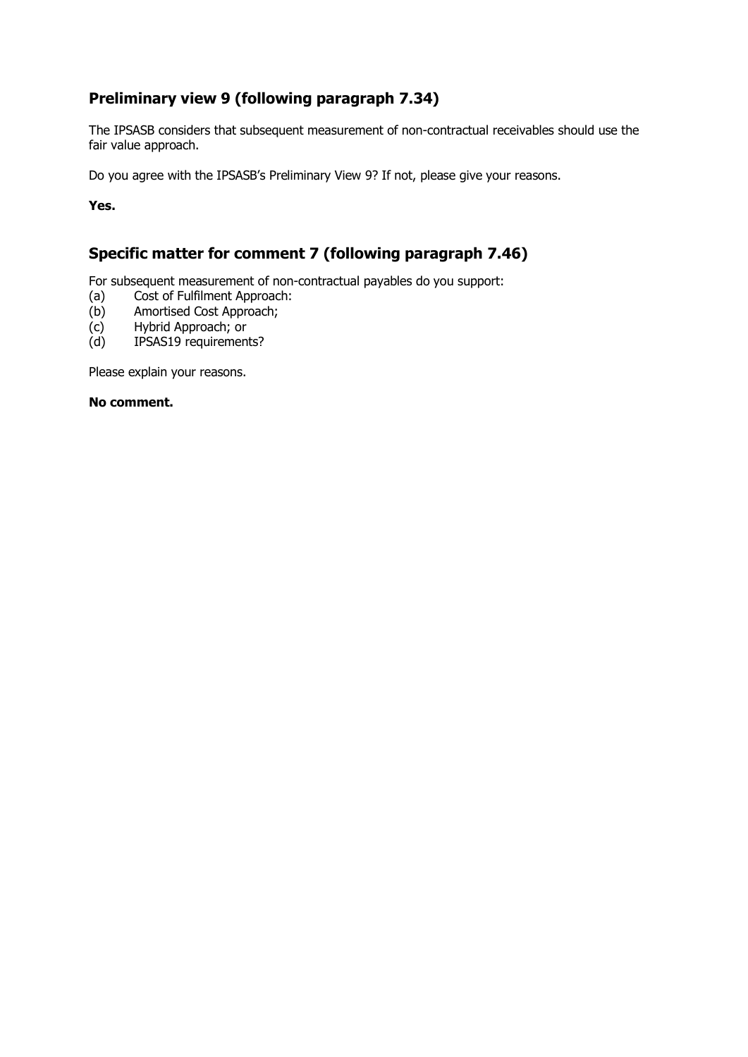## Preliminary view 9 (following paragraph 7.34)

The IPSASB considers that subsequent measurement of non-contractual receivables should use the fair value approach.

Do you agree with the IPSASB's Preliminary View 9? If not, please give your reasons.

**Yes.**

## Specific matter for comment 7 (following paragraph 7.46)

For subsequent measurement of non-contractual payables do you support:

(a) Cost of Fulfilment Approach:
(b) Amortised Cost Approach;
(c) Hybrid Approach; or
(d) IPSAS19 requirements?

Please explain your reasons.

**No comment.**